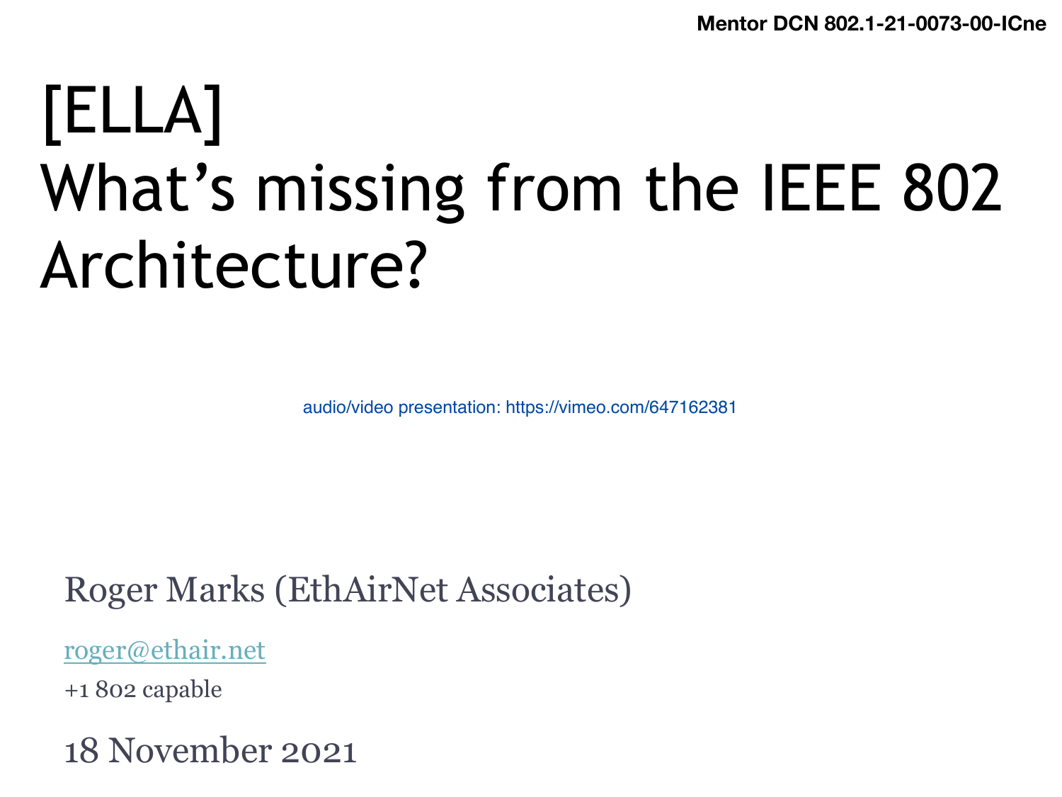Mentor DCN 802.1-21-0073-00-ICne

# [ELLA]
# What's missing from the IEEE 802 Architecture?

audio/video presentation: https://vimeo.com/647162381

Roger Marks (EthAirNet Associates)

roger@ethair.net

+1 802 capable

18 November 2021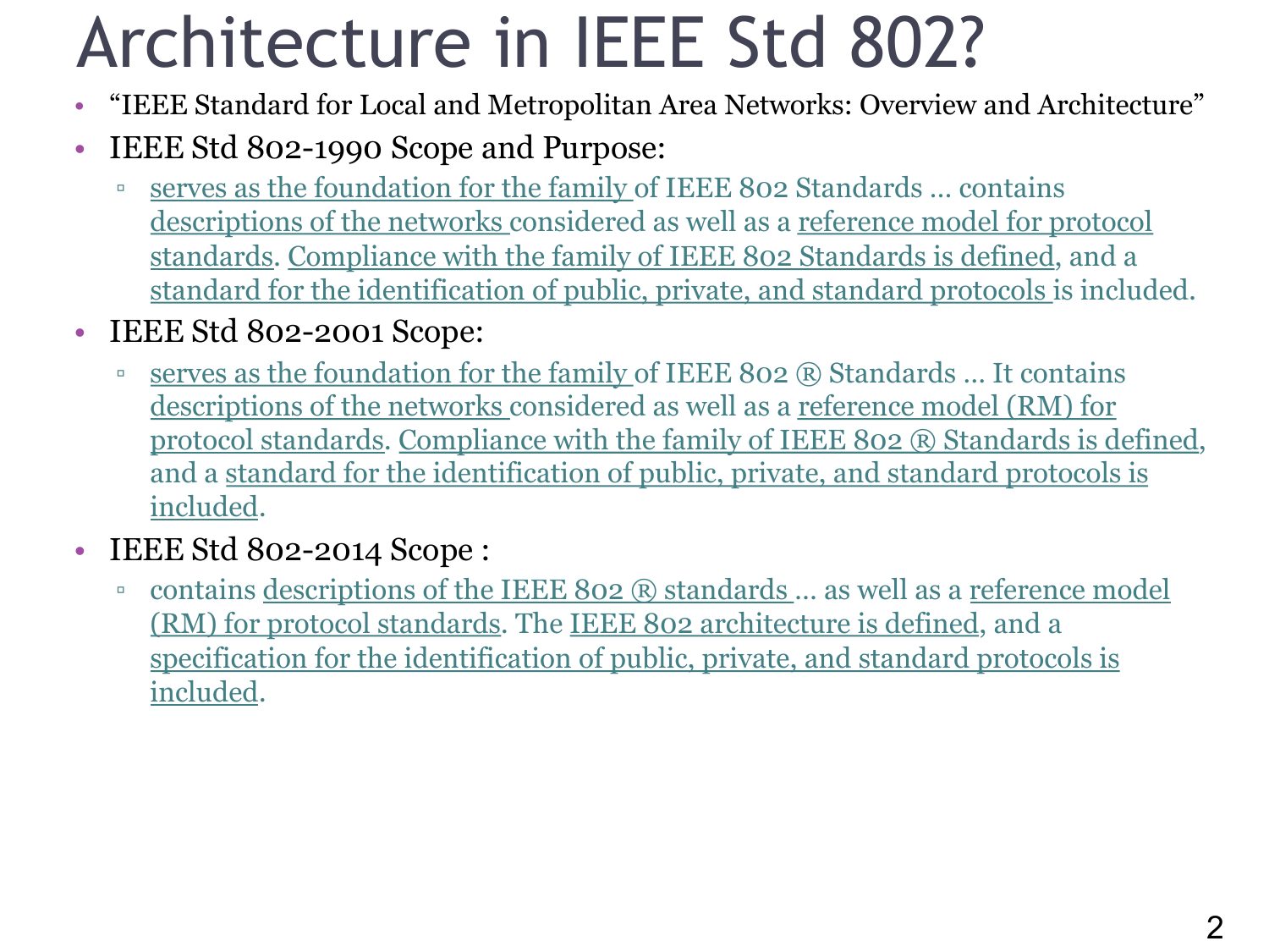# Architecture in IEEE Std 802?

- "IEEE Standard for Local and Metropolitan Area Networks: Overview and Architecture"
- IEEE Std 802-1990 Scope and Purpose:
  - serves as the foundation for the family of IEEE 802 Standards … contains descriptions of the networks considered as well as a reference model for protocol standards. Compliance with the family of IEEE 802 Standards is defined, and a standard for the identification of public, private, and standard protocols is included.
- IEEE Std 802-2001 Scope:
  - serves as the foundation for the family of IEEE 802 ® Standards … It contains descriptions of the networks considered as well as a reference model (RM) for protocol standards. Compliance with the family of IEEE 802 ® Standards is defined, and a standard for the identification of public, private, and standard protocols is included.
- IEEE Std 802-2014 Scope :
  - contains descriptions of the IEEE 802 ® standards … as well as a reference model (RM) for protocol standards. The IEEE 802 architecture is defined, and a specification for the identification of public, private, and standard protocols is included.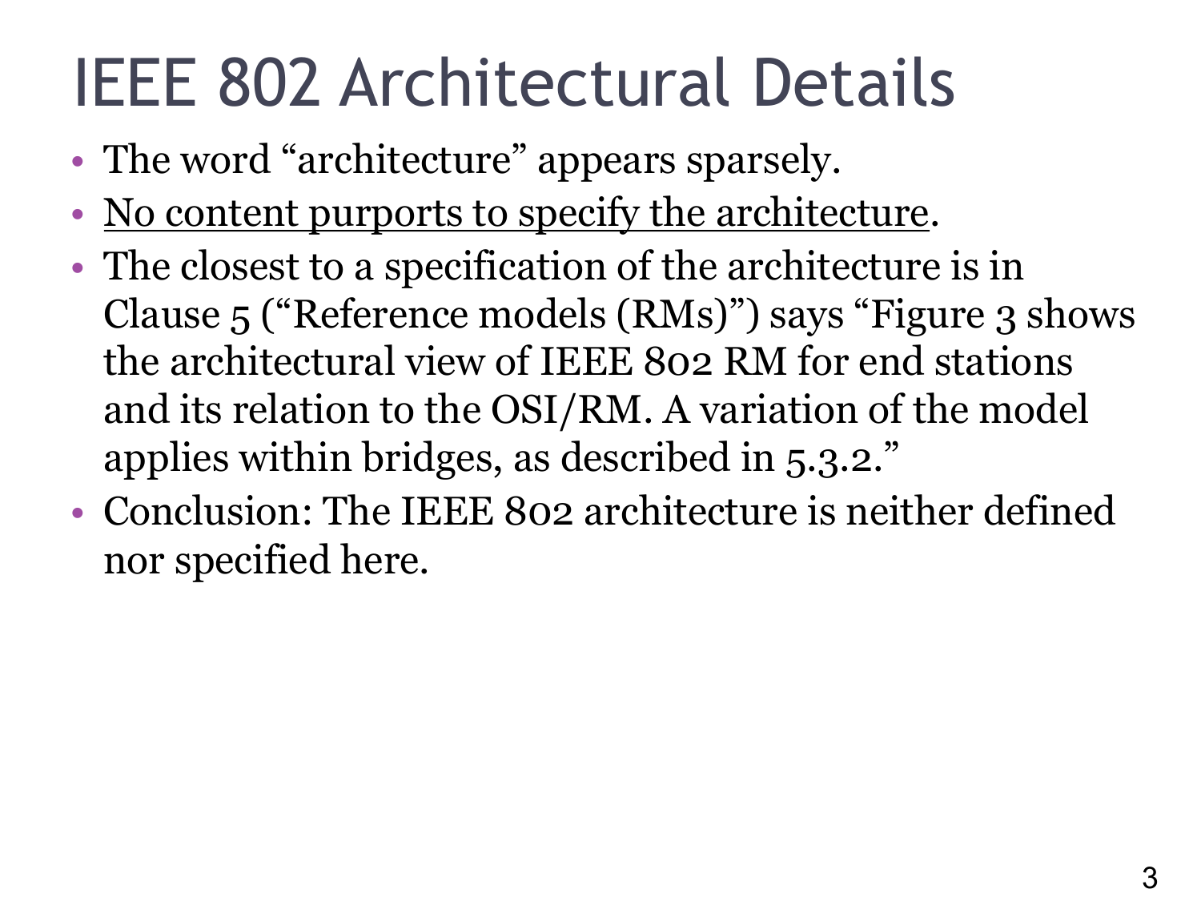# IEEE 802 Architectural Details

- The word “architecture” appears sparsely.
- <u>No content purports to specify the architecture</u>.
- The closest to a specification of the architecture is in Clause 5 (“Reference models (RMs)”) says “Figure 3 shows the architectural view of IEEE 802 RM for end stations and its relation to the OSI/RM. A variation of the model applies within bridges, as described in 5.3.2.”
- Conclusion: The IEEE 802 architecture is neither defined nor specified here.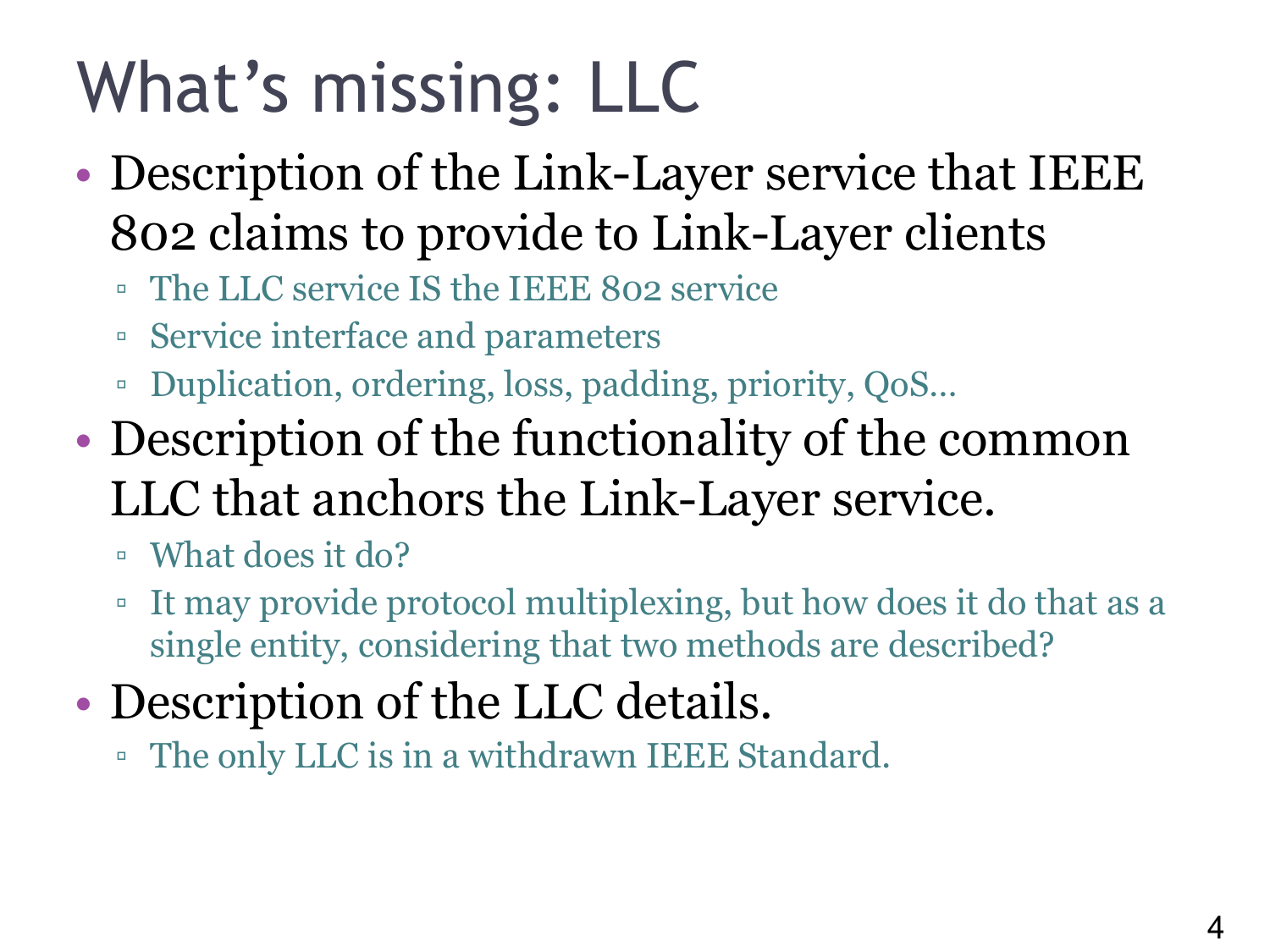# What's missing: LLC

- Description of the Link-Layer service that IEEE 802 claims to provide to Link-Layer clients
  - The LLC service IS the IEEE 802 service
  - Service interface and parameters
  - Duplication, ordering, loss, padding, priority, QoS…
- Description of the functionality of the common LLC that anchors the Link-Layer service.
  - What does it do?
  - It may provide protocol multiplexing, but how does it do that as a single entity, considering that two methods are described?
- Description of the LLC details.
  - The only LLC is in a withdrawn IEEE Standard.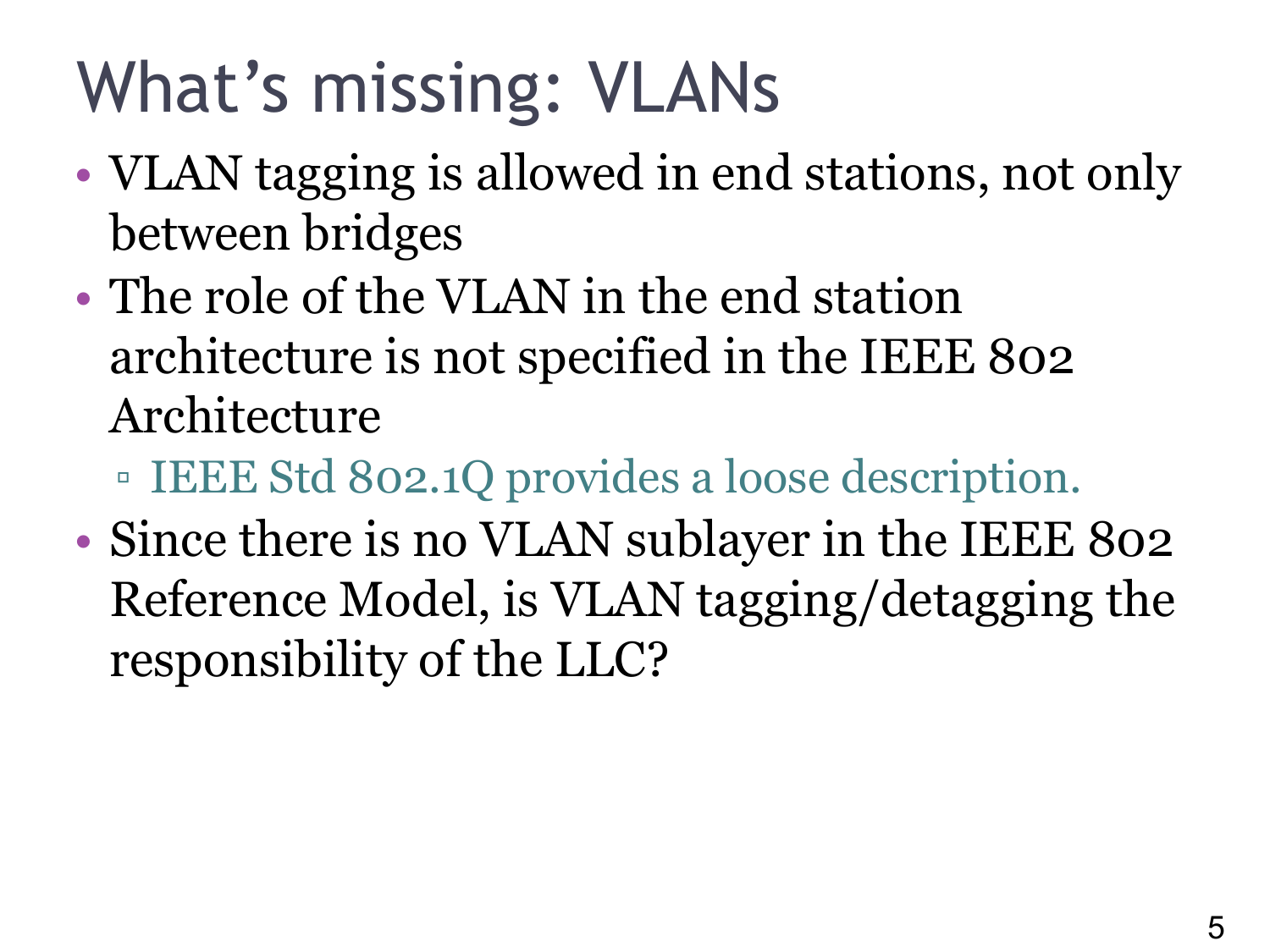# What's missing: VLANs

- VLAN tagging is allowed in end stations, not only between bridges
- The role of the VLAN in the end station architecture is not specified in the IEEE 802 Architecture
  - IEEE Std 802.1Q provides a loose description.
- Since there is no VLAN sublayer in the IEEE 802 Reference Model, is VLAN tagging/detagging the responsibility of the LLC?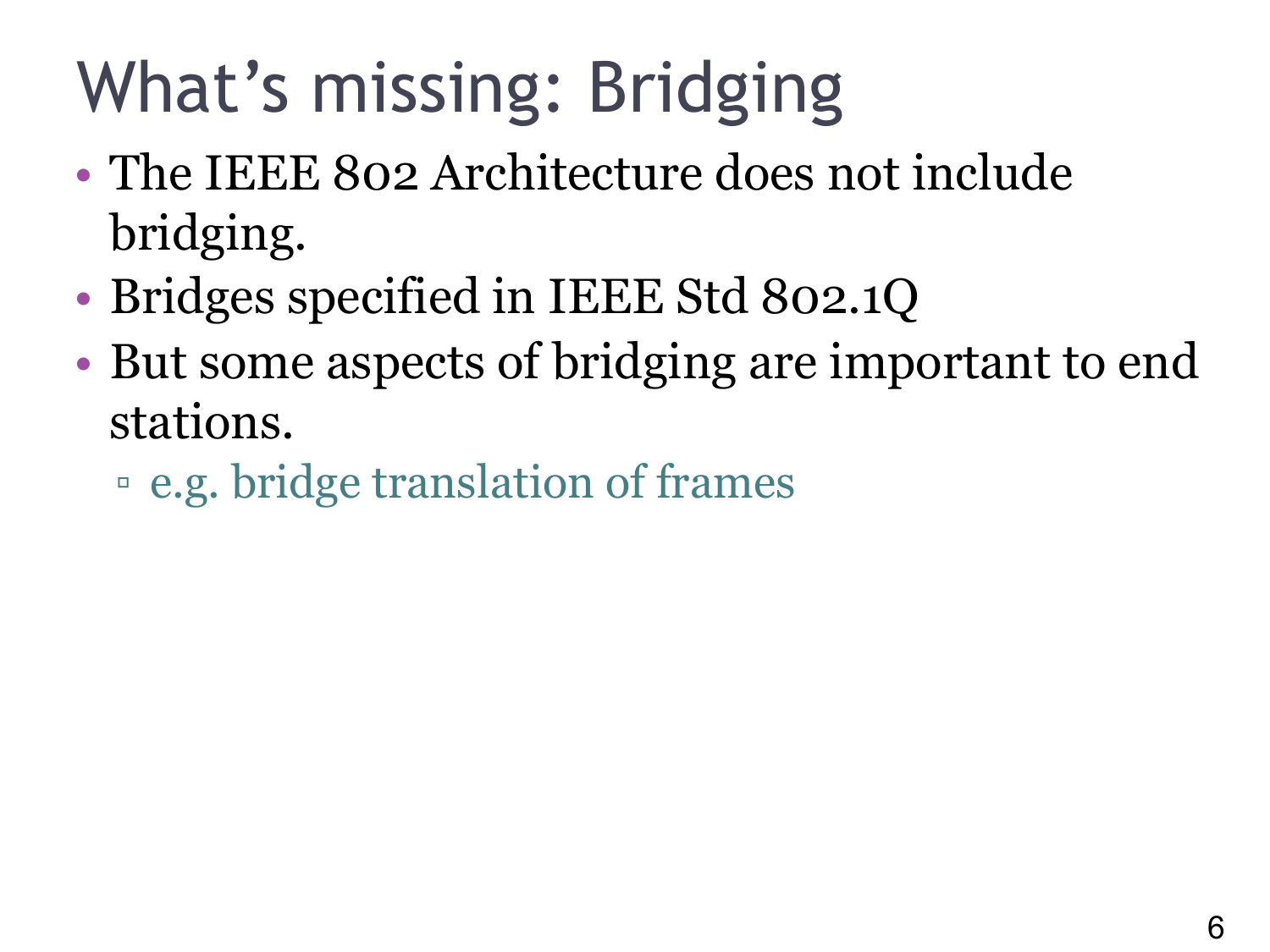# What's missing: Bridging

- The IEEE 802 Architecture does not include bridging.
- Bridges specified in IEEE Std 802.1Q
- But some aspects of bridging are important to end stations.
  - e.g. bridge translation of frames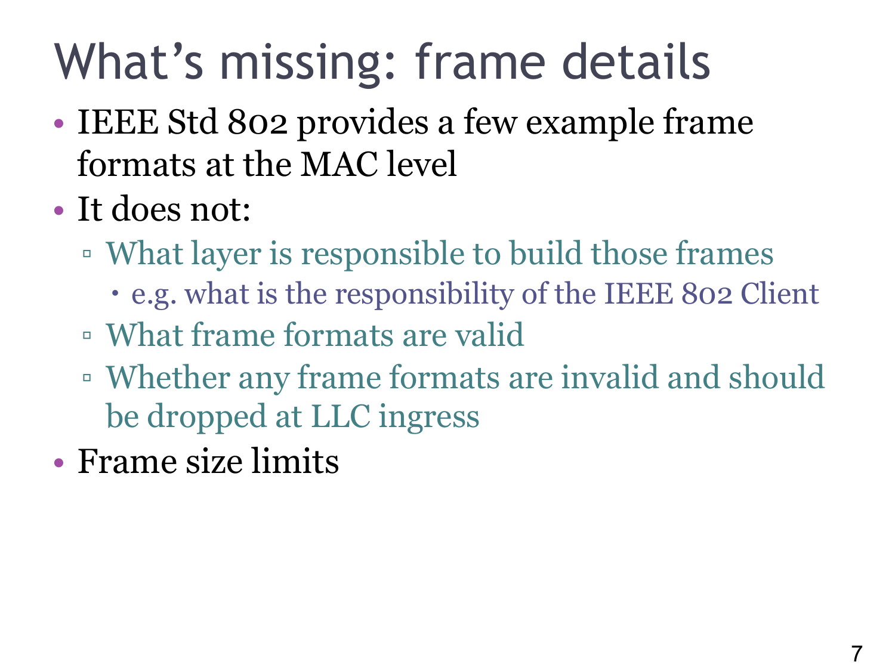# What's missing: frame details

- IEEE Std 802 provides a few example frame formats at the MAC level
- It does not:
  - What layer is responsible to build those frames
    - e.g. what is the responsibility of the IEEE 802 Client
  - What frame formats are valid
  - Whether any frame formats are invalid and should be dropped at LLC ingress
- Frame size limits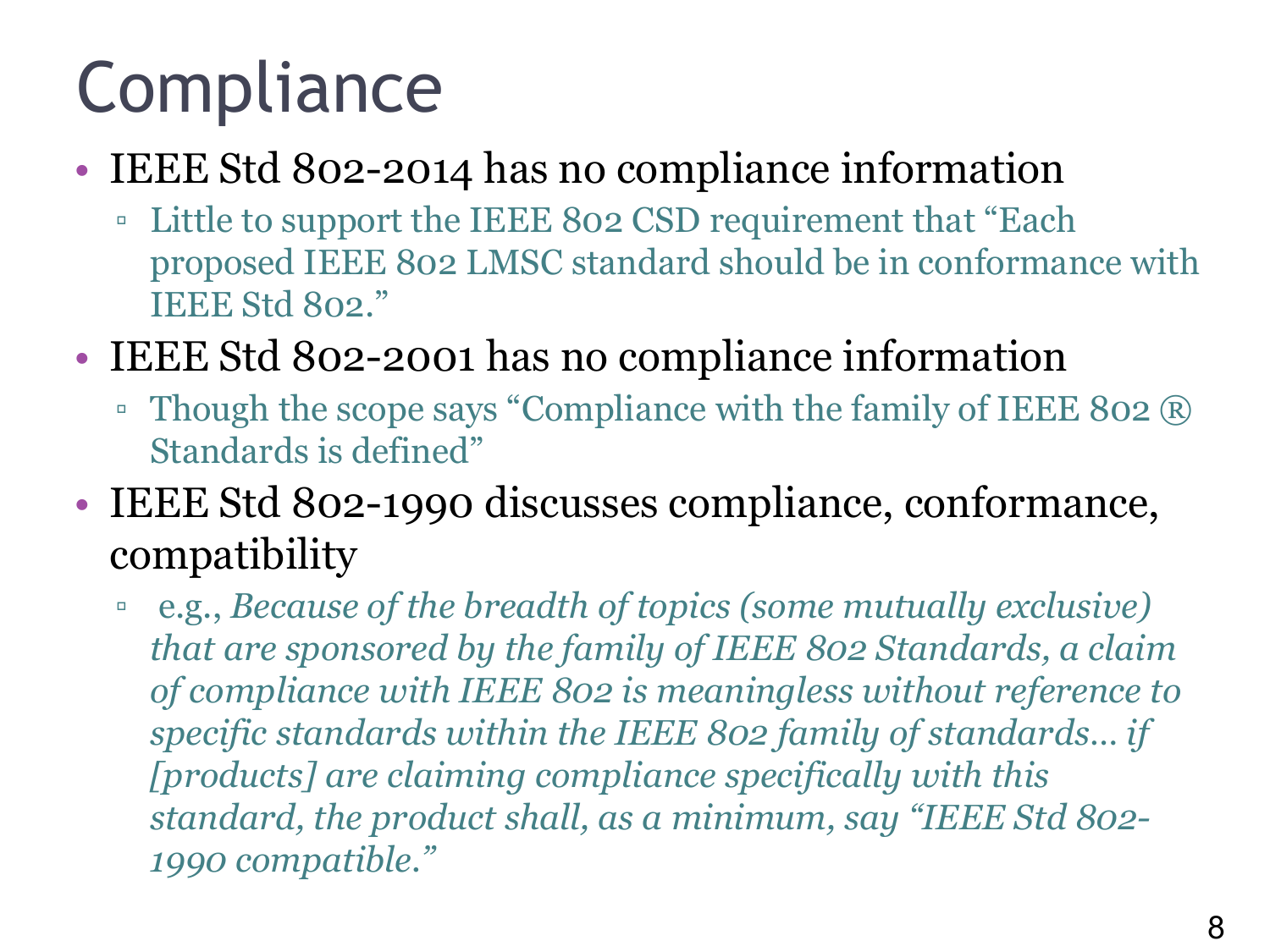# Compliance

- IEEE Std 802-2014 has no compliance information
  - Little to support the IEEE 802 CSD requirement that "Each proposed IEEE 802 LMSC standard should be in conformance with IEEE Std 802."
- IEEE Std 802-2001 has no compliance information
  - Though the scope says "Compliance with the family of IEEE 802 ® Standards is defined"
- IEEE Std 802-1990 discusses compliance, conformance, compatibility
  - e.g., *Because of the breadth of topics (some mutually exclusive) that are sponsored by the family of IEEE 802 Standards, a claim of compliance with IEEE 802 is meaningless without reference to specific standards within the IEEE 802 family of standards… if [products] are claiming compliance specifically with this standard, the product shall, as a minimum, say "IEEE Std 802-1990 compatible."*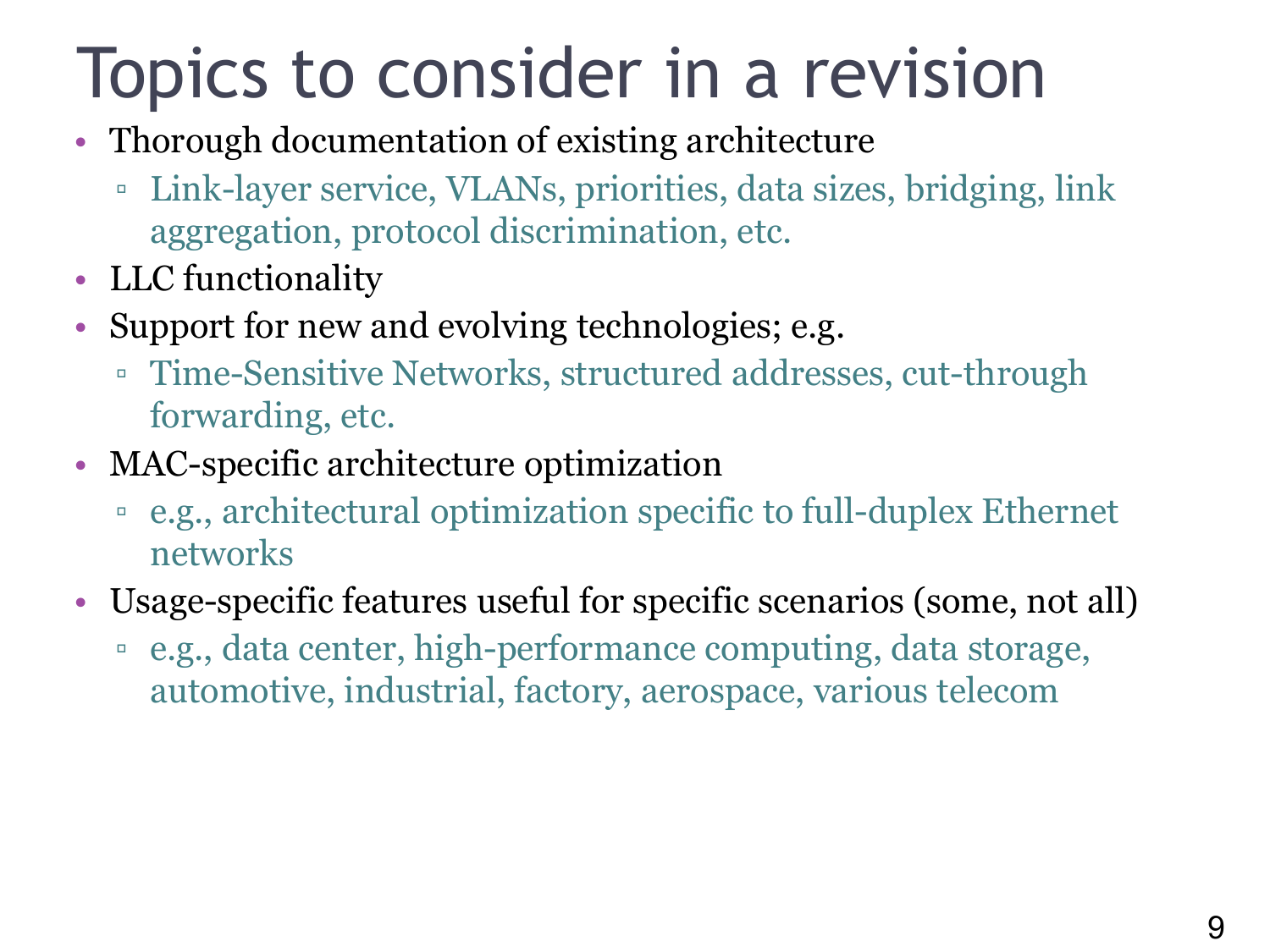# Topics to consider in a revision

- Thorough documentation of existing architecture
  - Link-layer service, VLANs, priorities, data sizes, bridging, link aggregation, protocol discrimination, etc.
- LLC functionality
- Support for new and evolving technologies; e.g.
  - Time-Sensitive Networks, structured addresses, cut-through forwarding, etc.
- MAC-specific architecture optimization
  - e.g., architectural optimization specific to full-duplex Ethernet networks
- Usage-specific features useful for specific scenarios (some, not all)
  - e.g., data center, high-performance computing, data storage, automotive, industrial, factory, aerospace, various telecom